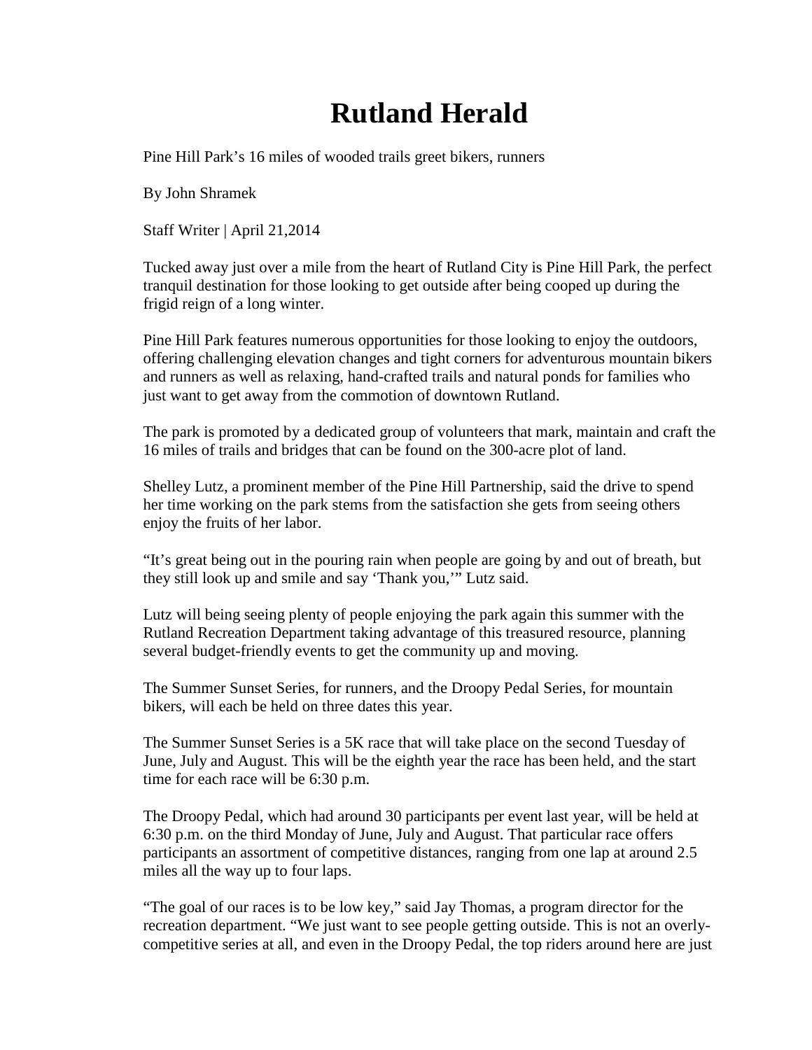# Rutland Herald

Pine Hill Park's 16 miles of wooded trails greet bikers, runners

By John Shramek

Staff Writer | April 21,2014

Tucked away just over a mile from the heart of Rutland City is Pine Hill Park, the perfect tranquil destination for those looking to get outside after being cooped up during the frigid reign of a long winter.

Pine Hill Park features numerous opportunities for those looking to enjoy the outdoors, offering challenging elevation changes and tight corners for adventurous mountain bikers and runners as well as relaxing, hand-crafted trails and natural ponds for families who just want to get away from the commotion of downtown Rutland.

The park is promoted by a dedicated group of volunteers that mark, maintain and craft the 16 miles of trails and bridges that can be found on the 300-acre plot of land.

Shelley Lutz, a prominent member of the Pine Hill Partnership, said the drive to spend her time working on the park stems from the satisfaction she gets from seeing others enjoy the fruits of her labor.

"It's great being out in the pouring rain when people are going by and out of breath, but they still look up and smile and say 'Thank you,'" Lutz said.

Lutz will being seeing plenty of people enjoying the park again this summer with the Rutland Recreation Department taking advantage of this treasured resource, planning several budget-friendly events to get the community up and moving.

The Summer Sunset Series, for runners, and the Droopy Pedal Series, for mountain bikers, will each be held on three dates this year.

The Summer Sunset Series is a 5K race that will take place on the second Tuesday of June, July and August. This will be the eighth year the race has been held, and the start time for each race will be 6:30 p.m.

The Droopy Pedal, which had around 30 participants per event last year, will be held at 6:30 p.m. on the third Monday of June, July and August. That particular race offers participants an assortment of competitive distances, ranging from one lap at around 2.5 miles all the way up to four laps.

"The goal of our races is to be low key," said Jay Thomas, a program director for the recreation department. "We just want to see people getting outside. This is not an overly-competitive series at all, and even in the Droopy Pedal, the top riders around here are just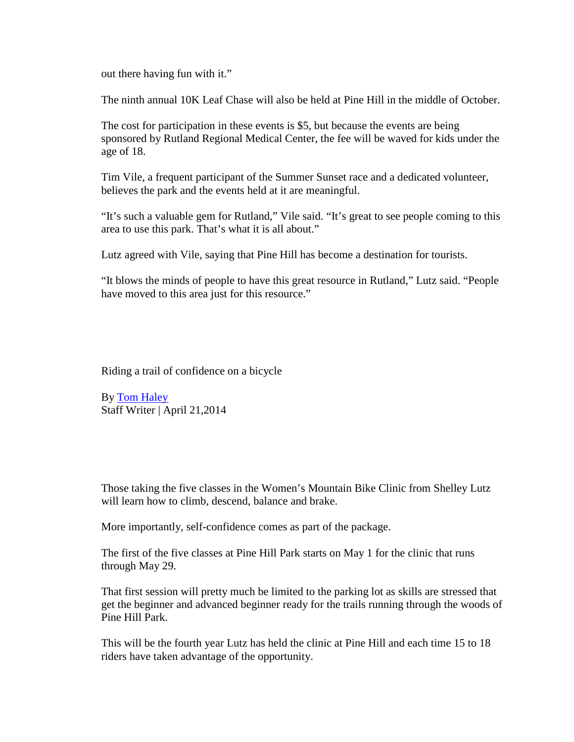out there having fun with it."

The ninth annual 10K Leaf Chase will also be held at Pine Hill in the middle of October.

The cost for participation in these events is $5, but because the events are being sponsored by Rutland Regional Medical Center, the fee will be waved for kids under the age of 18.

Tim Vile, a frequent participant of the Summer Sunset race and a dedicated volunteer, believes the park and the events held at it are meaningful.

"It's such a valuable gem for Rutland," Vile said. "It's great to see people coming to this area to use this park. That's what it is all about."

Lutz agreed with Vile, saying that Pine Hill has become a destination for tourists.

"It blows the minds of people to have this great resource in Rutland," Lutz said. "People have moved to this area just for this resource."

## Riding a trail of confidence on a bicycle

By [Tom Haley]
Staff Writer | April 21,2014

Those taking the five classes in the Women's Mountain Bike Clinic from Shelley Lutz will learn how to climb, descend, balance and brake.

More importantly, self-confidence comes as part of the package.

The first of the five classes at Pine Hill Park starts on May 1 for the clinic that runs through May 29.

That first session will pretty much be limited to the parking lot as skills are stressed that get the beginner and advanced beginner ready for the trails running through the woods of Pine Hill Park.

This will be the fourth year Lutz has held the clinic at Pine Hill and each time 15 to 18 riders have taken advantage of the opportunity.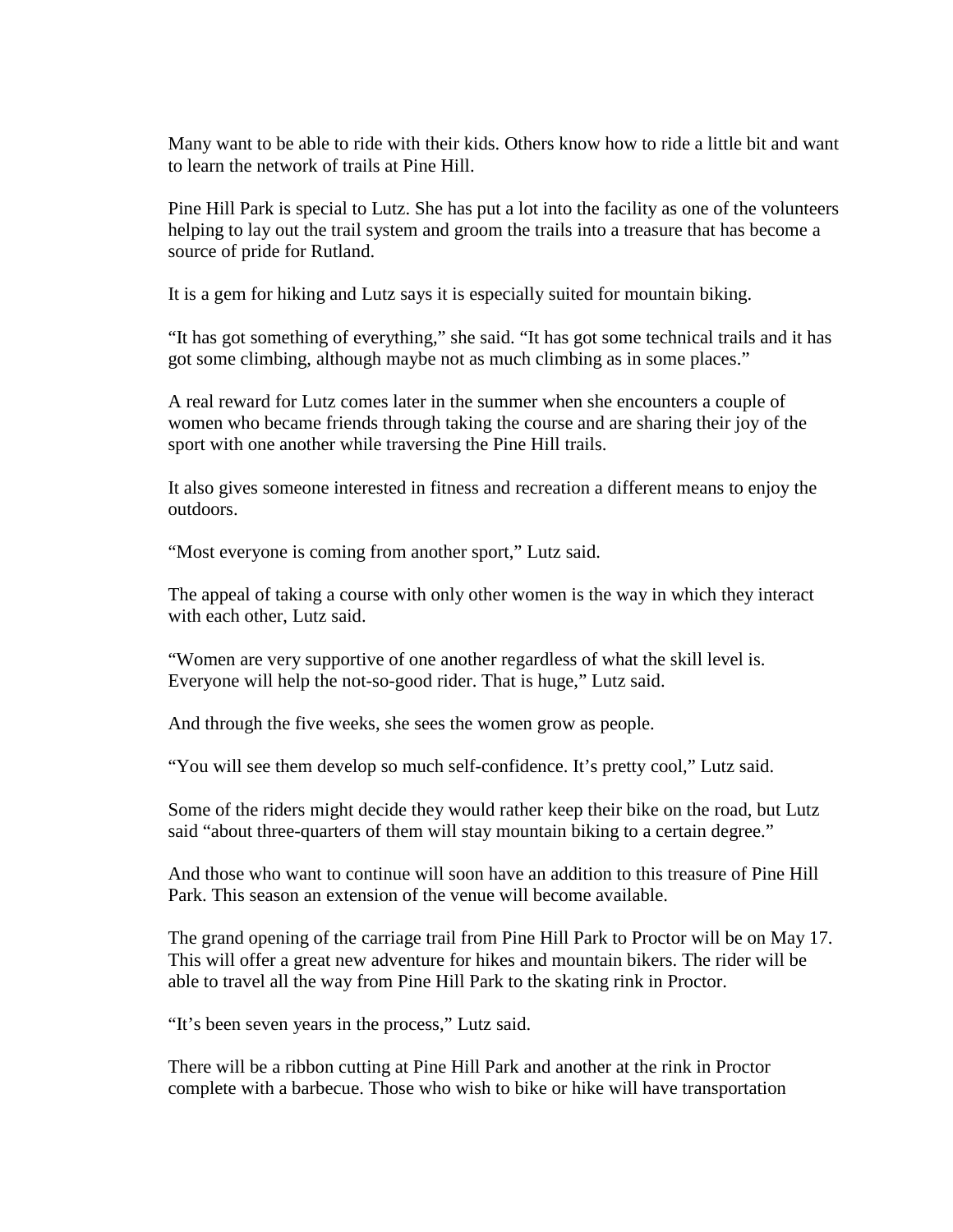Many want to be able to ride with their kids. Others know how to ride a little bit and want to learn the network of trails at Pine Hill.

Pine Hill Park is special to Lutz. She has put a lot into the facility as one of the volunteers helping to lay out the trail system and groom the trails into a treasure that has become a source of pride for Rutland.

It is a gem for hiking and Lutz says it is especially suited for mountain biking.

"It has got something of everything," she said. "It has got some technical trails and it has got some climbing, although maybe not as much climbing as in some places."

A real reward for Lutz comes later in the summer when she encounters a couple of women who became friends through taking the course and are sharing their joy of the sport with one another while traversing the Pine Hill trails.

It also gives someone interested in fitness and recreation a different means to enjoy the outdoors.

"Most everyone is coming from another sport," Lutz said.

The appeal of taking a course with only other women is the way in which they interact with each other, Lutz said.

"Women are very supportive of one another regardless of what the skill level is. Everyone will help the not-so-good rider. That is huge," Lutz said.

And through the five weeks, she sees the women grow as people.

"You will see them develop so much self-confidence. It's pretty cool," Lutz said.

Some of the riders might decide they would rather keep their bike on the road, but Lutz said "about three-quarters of them will stay mountain biking to a certain degree."

And those who want to continue will soon have an addition to this treasure of Pine Hill Park. This season an extension of the venue will become available.

The grand opening of the carriage trail from Pine Hill Park to Proctor will be on May 17. This will offer a great new adventure for hikes and mountain bikers. The rider will be able to travel all the way from Pine Hill Park to the skating rink in Proctor.

"It's been seven years in the process," Lutz said.

There will be a ribbon cutting at Pine Hill Park and another at the rink in Proctor complete with a barbecue. Those who wish to bike or hike will have transportation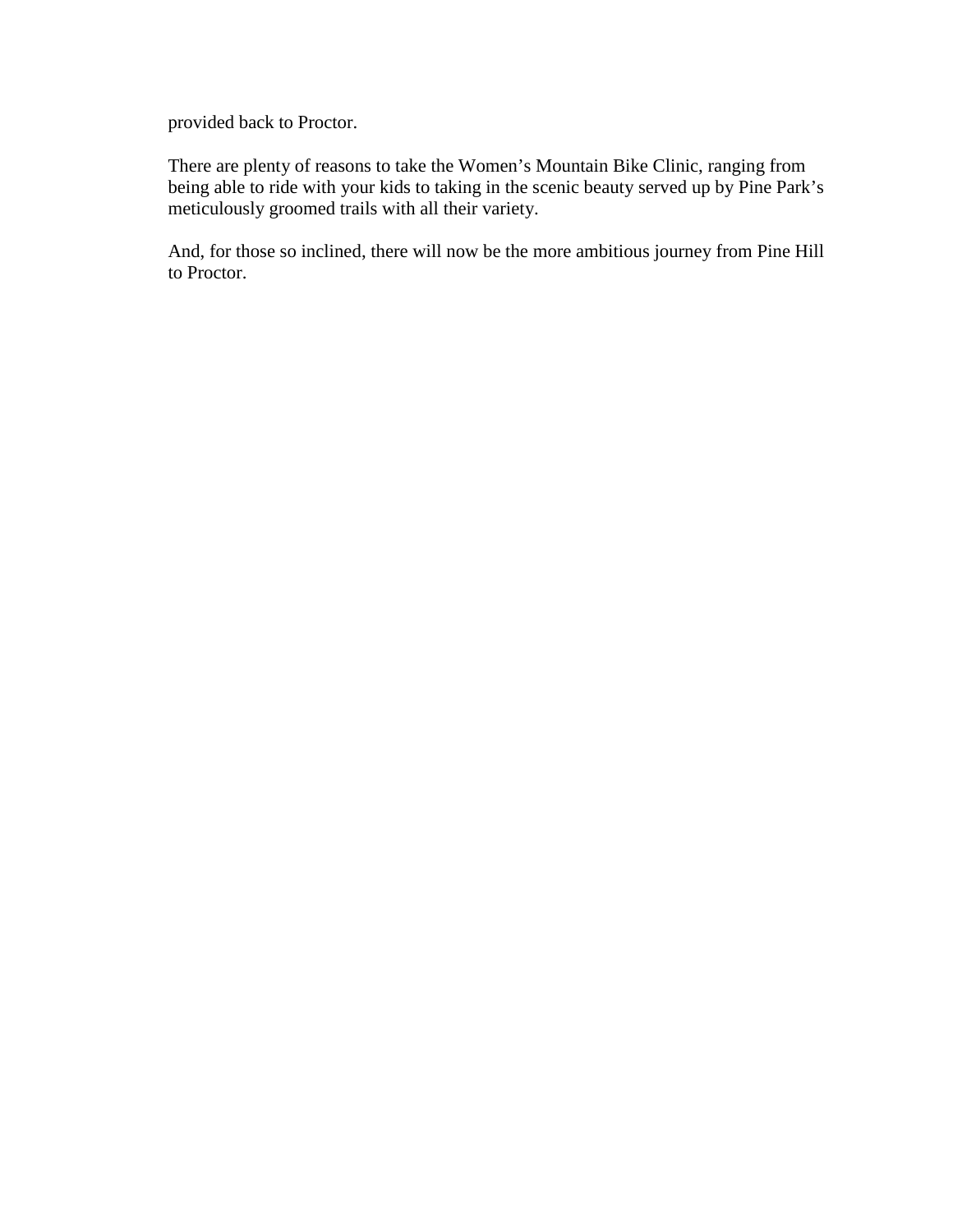provided back to Proctor.

There are plenty of reasons to take the Women's Mountain Bike Clinic, ranging from being able to ride with your kids to taking in the scenic beauty served up by Pine Park's meticulously groomed trails with all their variety.

And, for those so inclined, there will now be the more ambitious journey from Pine Hill to Proctor.